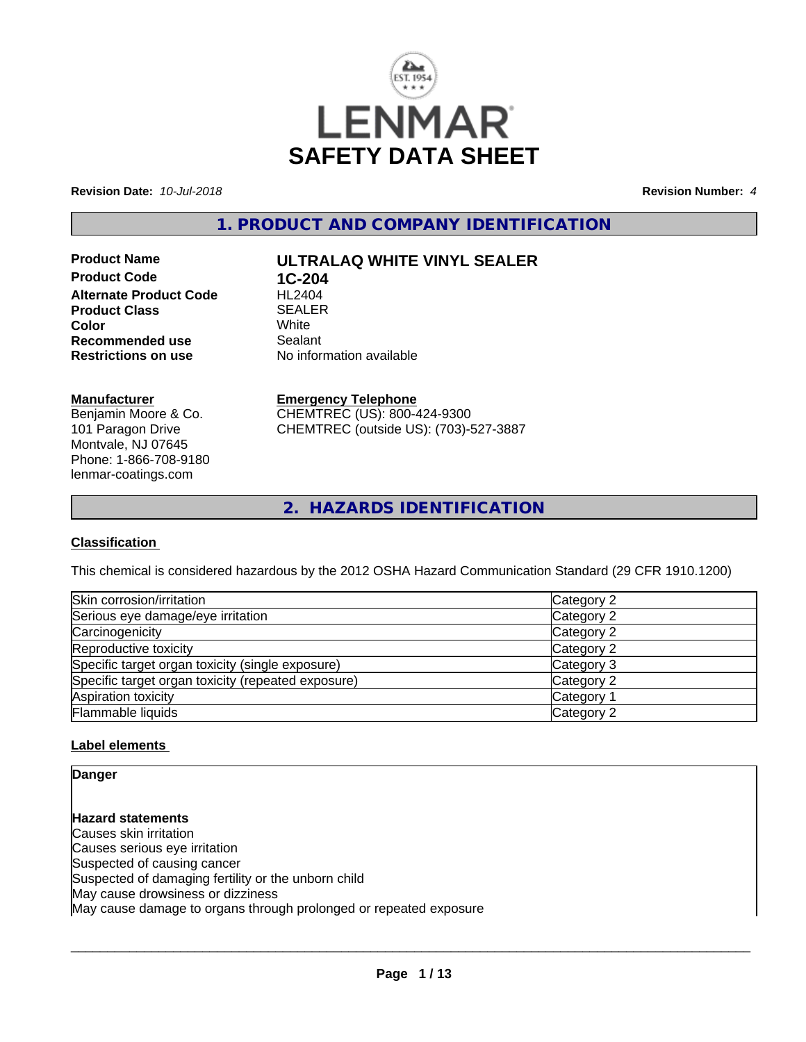# SAFETY DATA SHEET

**Revision Date:** *10-Jul-2018* **Revision Number:** *4*

## 1. PRODUCT AND COMPANY IDENTIFICATION

| | |
|---|---|
| **Product Name** | **ULTRALAQ WHITE VINYL SEALER** |
| **Product Code** | **1C-204** |
| **Alternate Product Code** | HL2404 |
| **Product Class** | SEALER |
| **Color** | White |
| **Recommended use** | Sealant |
| **Restrictions on use** | No information available |

**Manufacturer**
Benjamin Moore & Co.
101 Paragon Drive
Montvale, NJ 07645
Phone: 1-866-708-9180
lenmar-coatings.com

**Emergency Telephone**
CHEMTREC (US): 800-424-9300
CHEMTREC (outside US): (703)-527-3887

## 2. HAZARDS IDENTIFICATION

### Classification

This chemical is considered hazardous by the 2012 OSHA Hazard Communication Standard (29 CFR 1910.1200)

| | |
|---|---|
| Skin corrosion/irritation | Category 2 |
| Serious eye damage/eye irritation | Category 2 |
| Carcinogenicity | Category 2 |
| Reproductive toxicity | Category 2 |
| Specific target organ toxicity (single exposure) | Category 3 |
| Specific target organ toxicity (repeated exposure) | Category 2 |
| Aspiration toxicity | Category 1 |
| Flammable liquids | Category 2 |

### Label elements

**Danger**

**Hazard statements**
Causes skin irritation
Causes serious eye irritation
Suspected of causing cancer
Suspected of damaging fertility or the unborn child
May cause drowsiness or dizziness
May cause damage to organs through prolonged or repeated exposure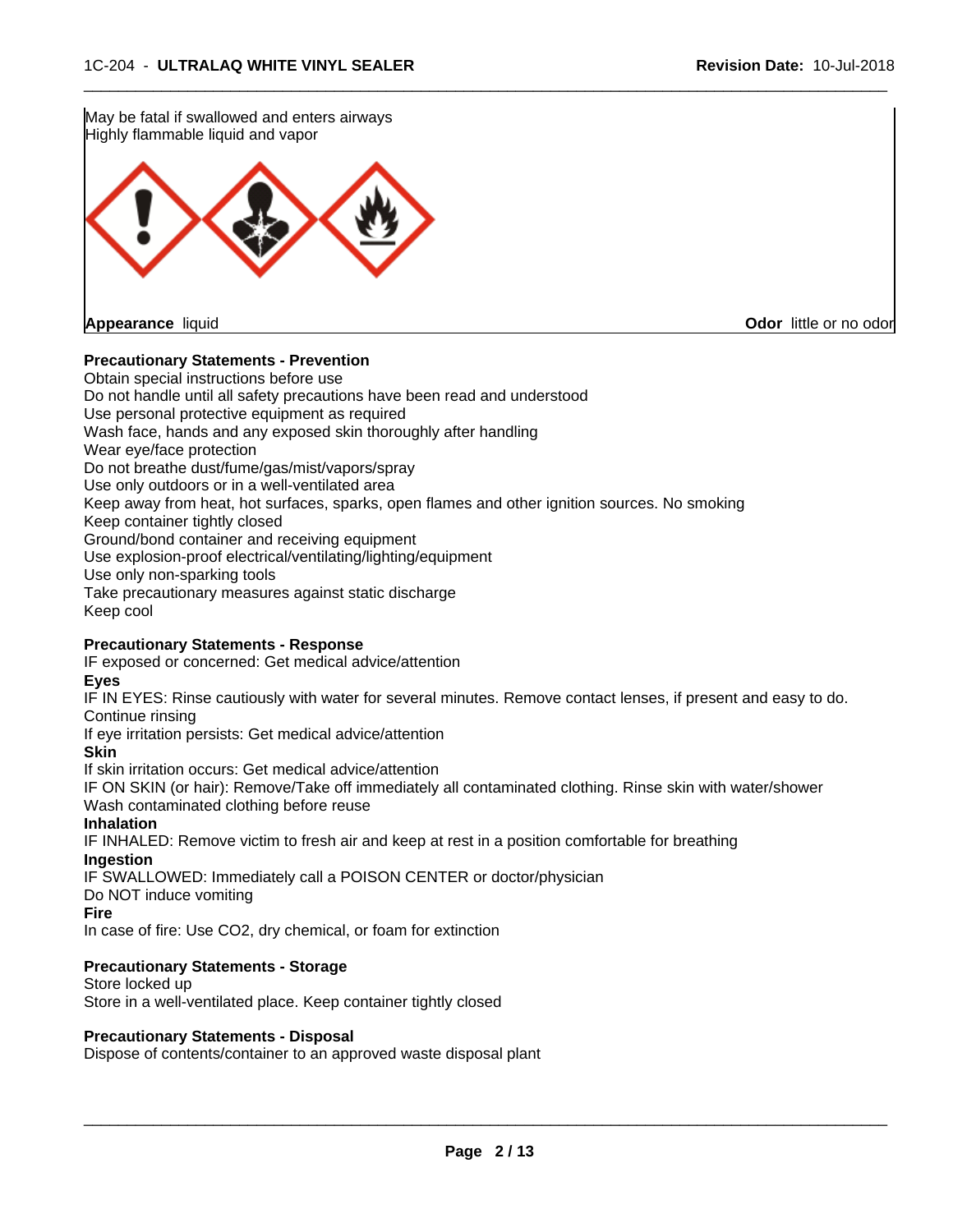May be fatal if swallowed and enters airways
Highly flammable liquid and vapor

**Appearance** liquid **Odor** little or no odor

**Precautionary Statements - Prevention**

Obtain special instructions before use
Do not handle until all safety precautions have been read and understood
Use personal protective equipment as required
Wash face, hands and any exposed skin thoroughly after handling
Wear eye/face protection
Do not breathe dust/fume/gas/mist/vapors/spray
Use only outdoors or in a well-ventilated area
Keep away from heat, hot surfaces, sparks, open flames and other ignition sources. No smoking
Keep container tightly closed
Ground/bond container and receiving equipment
Use explosion-proof electrical/ventilating/lighting/equipment
Use only non-sparking tools
Take precautionary measures against static discharge
Keep cool

**Precautionary Statements - Response**

IF exposed or concerned: Get medical advice/attention

**Eyes**

IF IN EYES: Rinse cautiously with water for several minutes. Remove contact lenses, if present and easy to do. Continue rinsing
If eye irritation persists: Get medical advice/attention

**Skin**

If skin irritation occurs: Get medical advice/attention
IF ON SKIN (or hair): Remove/Take off immediately all contaminated clothing. Rinse skin with water/shower
Wash contaminated clothing before reuse

**Inhalation**

IF INHALED: Remove victim to fresh air and keep at rest in a position comfortable for breathing

**Ingestion**

IF SWALLOWED: Immediately call a POISON CENTER or doctor/physician
Do NOT induce vomiting

**Fire**

In case of fire: Use CO2, dry chemical, or foam for extinction

**Precautionary Statements - Storage**

Store locked up
Store in a well-ventilated place. Keep container tightly closed

**Precautionary Statements - Disposal**

Dispose of contents/container to an approved waste disposal plant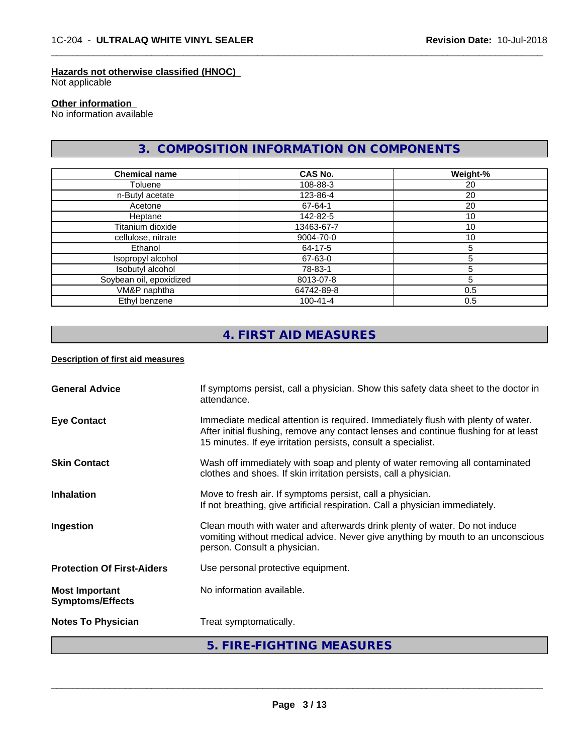**Hazards not otherwise classified (HNOC)**
Not applicable

**Other information**
No information available

## 3. COMPOSITION INFORMATION ON COMPONENTS

| Chemical name | CAS No. | Weight-% |
|---|---|---|
| Toluene | 108-88-3 | 20 |
| n-Butyl acetate | 123-86-4 | 20 |
| Acetone | 67-64-1 | 20 |
| Heptane | 142-82-5 | 10 |
| Titanium dioxide | 13463-67-7 | 10 |
| cellulose, nitrate | 9004-70-0 | 10 |
| Ethanol | 64-17-5 | 5 |
| Isopropyl alcohol | 67-63-0 | 5 |
| Isobutyl alcohol | 78-83-1 | 5 |
| Soybean oil, epoxidized | 8013-07-8 | 5 |
| VM&P naphtha | 64742-89-8 | 0.5 |
| Ethyl benzene | 100-41-4 | 0.5 |

## 4. FIRST AID MEASURES

**Description of first aid measures**

**General Advice** If symptoms persist, call a physician. Show this safety data sheet to the doctor in attendance.

**Eye Contact** Immediate medical attention is required. Immediately flush with plenty of water. After initial flushing, remove any contact lenses and continue flushing for at least 15 minutes. If eye irritation persists, consult a specialist.

**Skin Contact** Wash off immediately with soap and plenty of water removing all contaminated clothes and shoes. If skin irritation persists, call a physician.

**Inhalation** Move to fresh air. If symptoms persist, call a physician.
If not breathing, give artificial respiration. Call a physician immediately.

**Ingestion** Clean mouth with water and afterwards drink plenty of water. Do not induce vomiting without medical advice. Never give anything by mouth to an unconscious person. Consult a physician.

**Protection Of First-Aiders** Use personal protective equipment.

**Most Important Symptoms/Effects** No information available.

**Notes To Physician** Treat symptomatically.

## 5. FIRE-FIGHTING MEASURES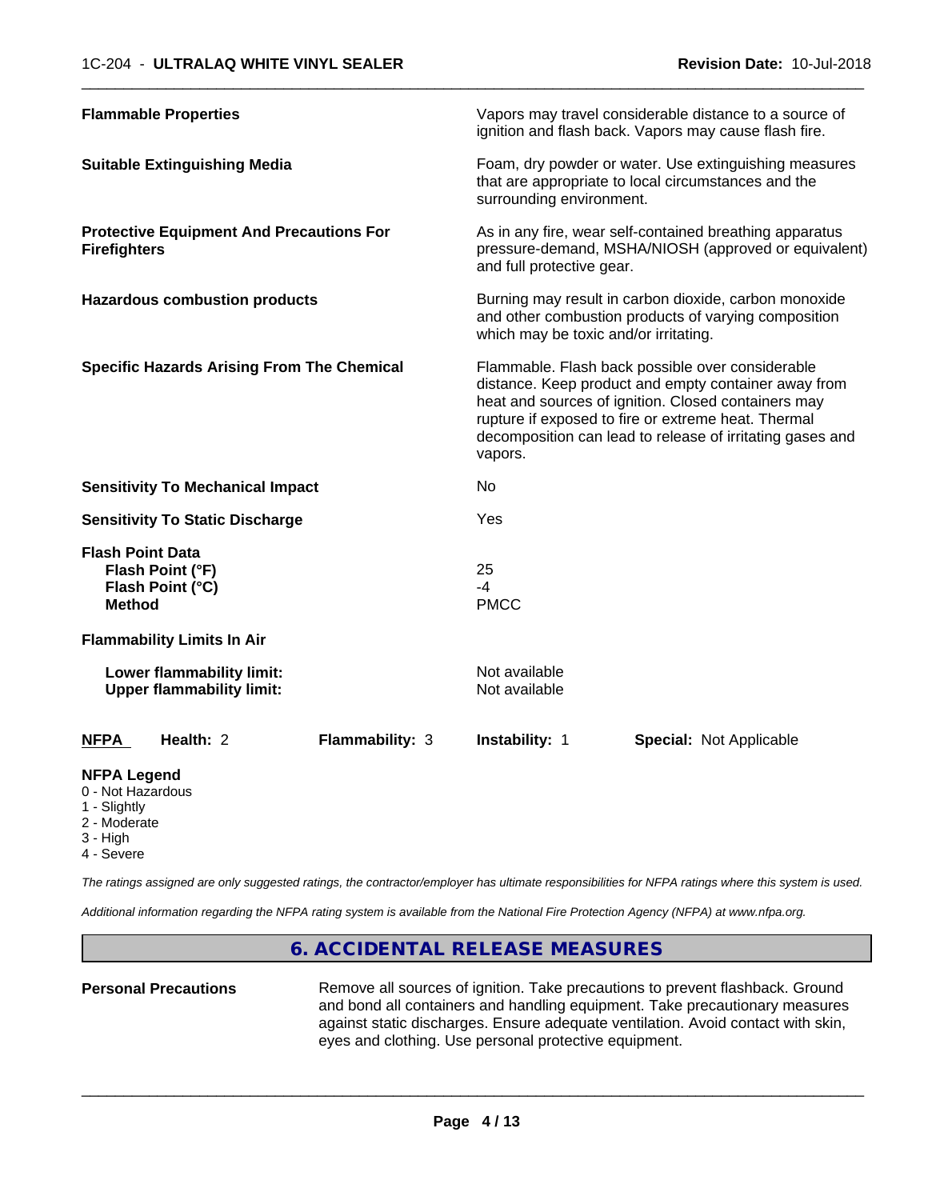| | |
|---|---|
| **Flammable Properties** | Vapors may travel considerable distance to a source of ignition and flash back. Vapors may cause flash fire. |
| **Suitable Extinguishing Media** | Foam, dry powder or water. Use extinguishing measures that are appropriate to local circumstances and the surrounding environment. |
| **Protective Equipment And Precautions For Firefighters** | As in any fire, wear self-contained breathing apparatus pressure-demand, MSHA/NIOSH (approved or equivalent) and full protective gear. |
| **Hazardous combustion products** | Burning may result in carbon dioxide, carbon monoxide and other combustion products of varying composition which may be toxic and/or irritating. |
| **Specific Hazards Arising From The Chemical** | Flammable. Flash back possible over considerable distance. Keep product and empty container away from heat and sources of ignition. Closed containers may rupture if exposed to fire or extreme heat. Thermal decomposition can lead to release of irritating gases and vapors. |
| **Sensitivity To Mechanical Impact** | No |
| **Sensitivity To Static Discharge** | Yes |
| **Flash Point Data** | |
| **Flash Point (°F)** | 25 |
| **Flash Point (°C)** | -4 |
| **Method** | PMCC |
| **Flammability Limits In Air** | |
| **Lower flammability limit:** | Not available |
| **Upper flammability limit:** | Not available |

| **NFPA** | **Health:** 2 | **Flammability:** 3 | **Instability:** 1 | **Special:** Not Applicable |
|---|---|---|---|---|

**NFPA Legend**
- 0 - Not Hazardous
- 1 - Slightly
- 2 - Moderate
- 3 - High
- 4 - Severe

*The ratings assigned are only suggested ratings, the contractor/employer has ultimate responsibilities for NFPA ratings where this system is used.*

*Additional information regarding the NFPA rating system is available from the National Fire Protection Agency (NFPA) at www.nfpa.org.*

## 6. ACCIDENTAL RELEASE MEASURES

**Personal Precautions** Remove all sources of ignition. Take precautions to prevent flashback. Ground and bond all containers and handling equipment. Take precautionary measures against static discharges. Ensure adequate ventilation. Avoid contact with skin, eyes and clothing. Use personal protective equipment.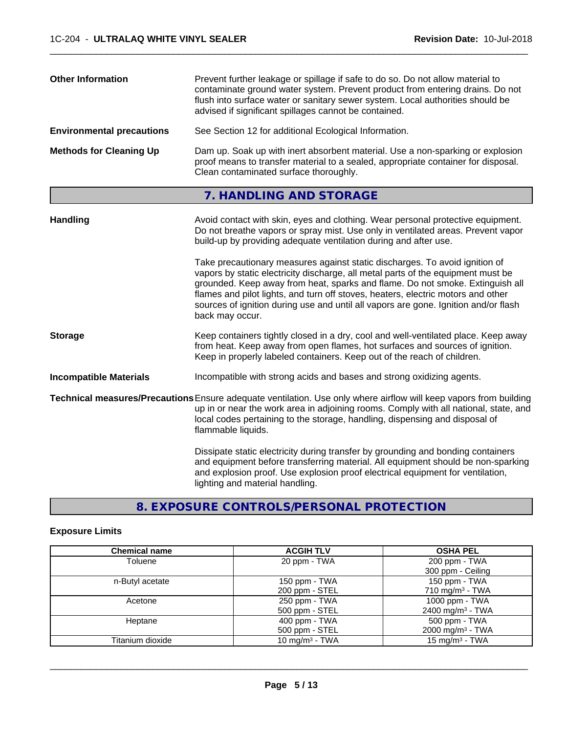**Other Information**
Prevent further leakage or spillage if safe to do so. Do not allow material to contaminate ground water system. Prevent product from entering drains. Do not flush into surface water or sanitary sewer system. Local authorities should be advised if significant spillages cannot be contained.

**Environmental precautions**
See Section 12 for additional Ecological Information.

**Methods for Cleaning Up**
Dam up. Soak up with inert absorbent material. Use a non-sparking or explosion proof means to transfer material to a sealed, appropriate container for disposal. Clean contaminated surface thoroughly.

## 7. HANDLING AND STORAGE

**Handling**
Avoid contact with skin, eyes and clothing. Wear personal protective equipment. Do not breathe vapors or spray mist. Use only in ventilated areas. Prevent vapor build-up by providing adequate ventilation during and after use.

Take precautionary measures against static discharges. To avoid ignition of vapors by static electricity discharge, all metal parts of the equipment must be grounded. Keep away from heat, sparks and flame. Do not smoke. Extinguish all flames and pilot lights, and turn off stoves, heaters, electric motors and other sources of ignition during use and until all vapors are gone. Ignition and/or flash back may occur.

**Storage**
Keep containers tightly closed in a dry, cool and well-ventilated place. Keep away from heat. Keep away from open flames, hot surfaces and sources of ignition. Keep in properly labeled containers. Keep out of the reach of children.

**Incompatible Materials**
Incompatible with strong acids and bases and strong oxidizing agents.

**Technical measures/Precautions**
Ensure adequate ventilation. Use only where airflow will keep vapors from building up in or near the work area in adjoining rooms. Comply with all national, state, and local codes pertaining to the storage, handling, dispensing and disposal of flammable liquids.

Dissipate static electricity during transfer by grounding and bonding containers and equipment before transferring material. All equipment should be non-sparking and explosion proof. Use explosion proof electrical equipment for ventilation, lighting and material handling.

## 8. EXPOSURE CONTROLS/PERSONAL PROTECTION

**Exposure Limits**

| Chemical name | ACGIH TLV | OSHA PEL |
|---|---|---|
| Toluene | 20 ppm - TWA | 200 ppm - TWA<br>300 ppm - Ceiling |
| n-Butyl acetate | 150 ppm - TWA<br>200 ppm - STEL | 150 ppm - TWA<br>710 mg/m³ - TWA |
| Acetone | 250 ppm - TWA<br>500 ppm - STEL | 1000 ppm - TWA<br>2400 mg/m³ - TWA |
| Heptane | 400 ppm - TWA<br>500 ppm - STEL | 500 ppm - TWA<br>2000 mg/m³ - TWA |
| Titanium dioxide | 10 mg/m³ - TWA | 15 mg/m³ - TWA |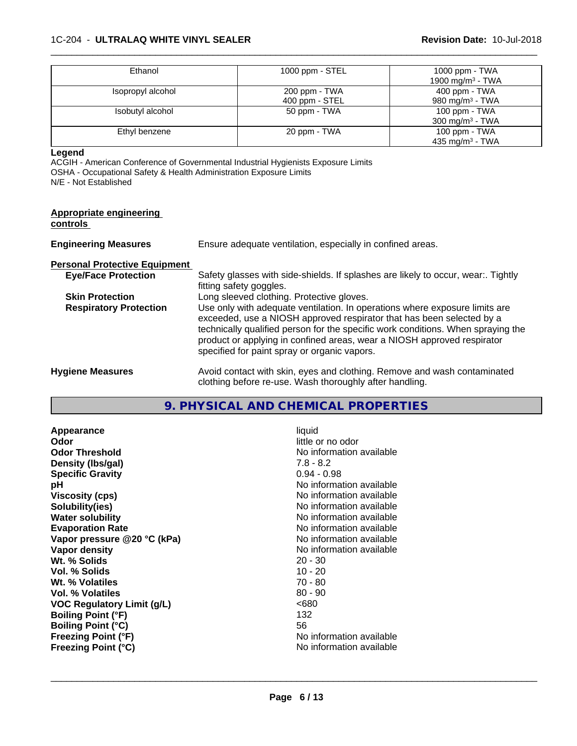| | | |
|---|---|---|
| Ethanol | 1000 ppm - STEL | 1000 ppm - TWA<br>1900 mg/m³ - TWA |
| Isopropyl alcohol | 200 ppm - TWA<br>400 ppm - STEL | 400 ppm - TWA<br>980 mg/m³ - TWA |
| Isobutyl alcohol | 50 ppm - TWA | 100 ppm - TWA<br>300 mg/m³ - TWA |
| Ethyl benzene | 20 ppm - TWA | 100 ppm - TWA<br>435 mg/m³ - TWA |

**Legend**

ACGIH - American Conference of Governmental Industrial Hygienists Exposure Limits
OSHA - Occupational Safety & Health Administration Exposure Limits
N/E - Not Established

**Appropriate engineering controls**

**Engineering Measures** Ensure adequate ventilation, especially in confined areas.

**Personal Protective Equipment**

**Eye/Face Protection** Safety glasses with side-shields. If splashes are likely to occur, wear:. Tightly fitting safety goggles.

**Skin Protection** Long sleeved clothing. Protective gloves.

**Respiratory Protection** Use only with adequate ventilation. In operations where exposure limits are exceeded, use a NIOSH approved respirator that has been selected by a technically qualified person for the specific work conditions. When spraying the product or applying in confined areas, wear a NIOSH approved respirator specified for paint spray or organic vapors.

**Hygiene Measures** Avoid contact with skin, eyes and clothing. Remove and wash contaminated clothing before re-use. Wash thoroughly after handling.

## 9. PHYSICAL AND CHEMICAL PROPERTIES

| | |
|---|---|
| **Appearance** | liquid |
| **Odor** | little or no odor |
| **Odor Threshold** | No information available |
| **Density (lbs/gal)** | 7.8 - 8.2 |
| **Specific Gravity** | 0.94 - 0.98 |
| **pH** | No information available |
| **Viscosity (cps)** | No information available |
| **Solubility(ies)** | No information available |
| **Water solubility** | No information available |
| **Evaporation Rate** | No information available |
| **Vapor pressure @20 °C (kPa)** | No information available |
| **Vapor density** | No information available |
| **Wt. % Solids** | 20 - 30 |
| **Vol. % Solids** | 10 - 20 |
| **Wt. % Volatiles** | 70 - 80 |
| **Vol. % Volatiles** | 80 - 90 |
| **VOC Regulatory Limit (g/L)** | <680 |
| **Boiling Point (°F)** | 132 |
| **Boiling Point (°C)** | 56 |
| **Freezing Point (°F)** | No information available |
| **Freezing Point (°C)** | No information available |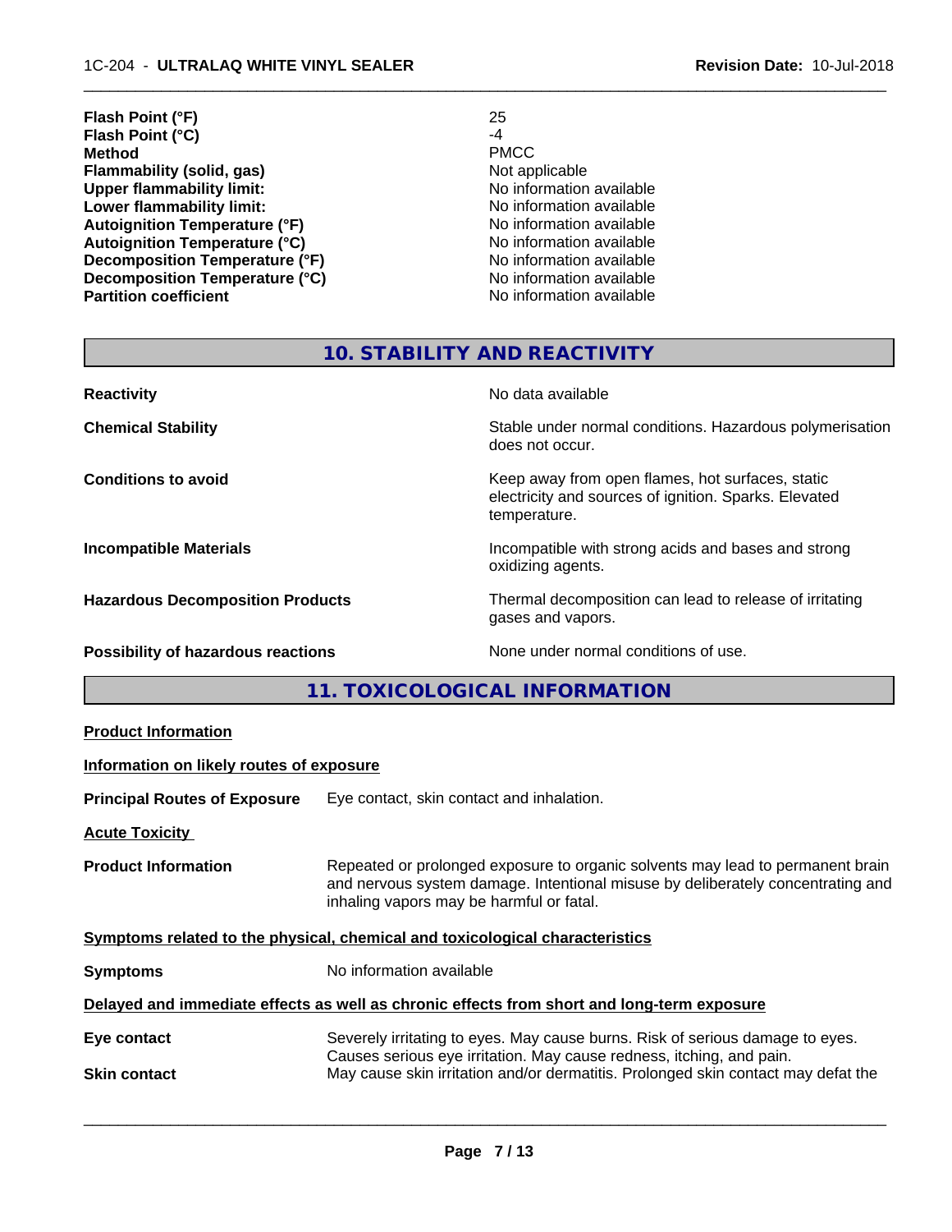| | |
|---|---|
| **Flash Point (°F)** | 25 |
| **Flash Point (°C)** | -4 |
| **Method** | PMCC |
| **Flammability (solid, gas)** | Not applicable |
| **Upper flammability limit:** | No information available |
| **Lower flammability limit:** | No information available |
| **Autoignition Temperature (°F)** | No information available |
| **Autoignition Temperature (°C)** | No information available |
| **Decomposition Temperature (°F)** | No information available |
| **Decomposition Temperature (°C)** | No information available |
| **Partition coefficient** | No information available |

## 10. STABILITY AND REACTIVITY

| | |
|---|---|
| **Reactivity** | No data available |
| **Chemical Stability** | Stable under normal conditions. Hazardous polymerisation does not occur. |
| **Conditions to avoid** | Keep away from open flames, hot surfaces, static electricity and sources of ignition. Sparks. Elevated temperature. |
| **Incompatible Materials** | Incompatible with strong acids and bases and strong oxidizing agents. |
| **Hazardous Decomposition Products** | Thermal decomposition can lead to release of irritating gases and vapors. |
| **Possibility of hazardous reactions** | None under normal conditions of use. |

## 11. TOXICOLOGICAL INFORMATION

**Product Information**

**Information on likely routes of exposure**

**Principal Routes of Exposure** Eye contact, skin contact and inhalation.

**Acute Toxicity**

**Product Information** Repeated or prolonged exposure to organic solvents may lead to permanent brain and nervous system damage. Intentional misuse by deliberately concentrating and inhaling vapors may be harmful or fatal.

**Symptoms related to the physical, chemical and toxicological characteristics**

**Symptoms** No information available

**Delayed and immediate effects as well as chronic effects from short and long-term exposure**

**Eye contact** Severely irritating to eyes. May cause burns. Risk of serious damage to eyes. Causes serious eye irritation. May cause redness, itching, and pain.

**Skin contact** May cause skin irritation and/or dermatitis. Prolonged skin contact may defat the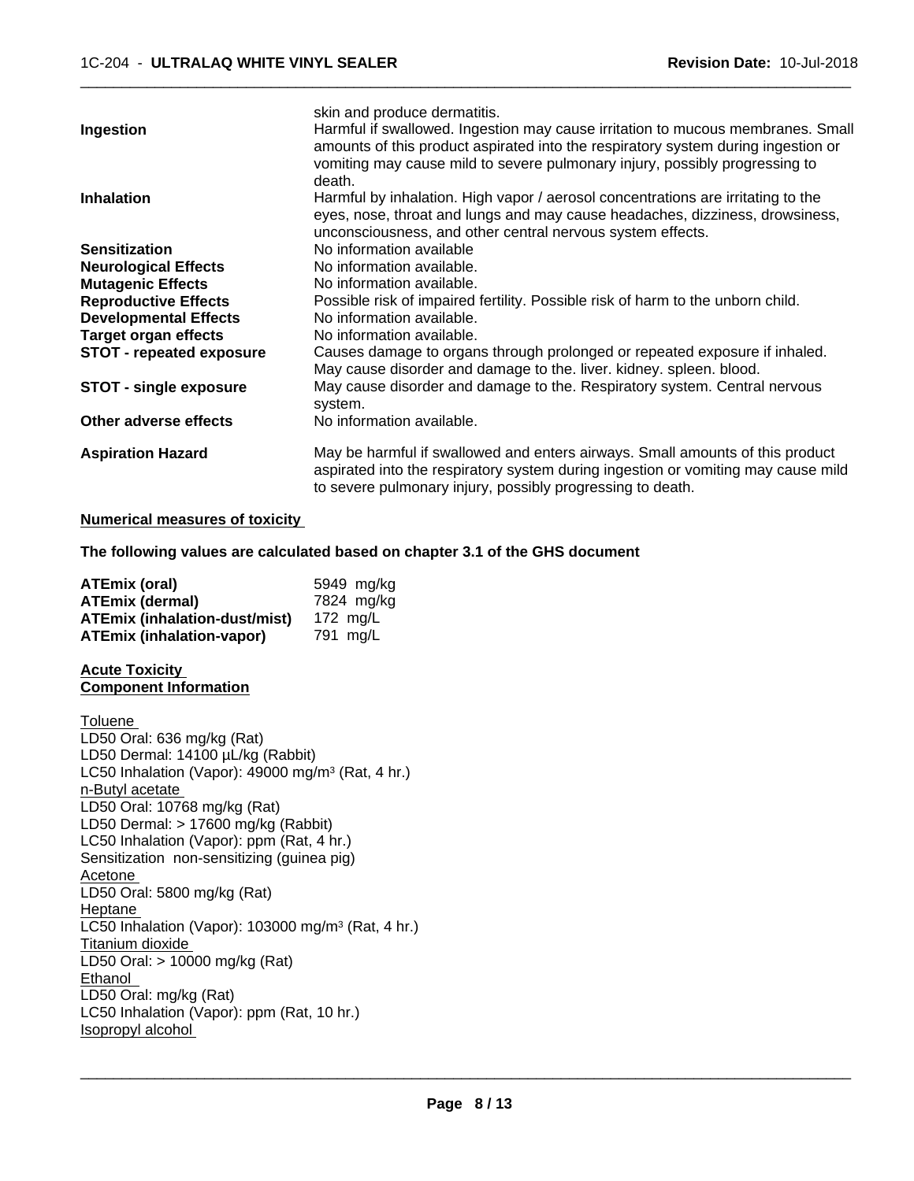skin and produce dermatitis.

| | |
|---|---|
| **Ingestion** | Harmful if swallowed. Ingestion may cause irritation to mucous membranes. Small amounts of this product aspirated into the respiratory system during ingestion or vomiting may cause mild to severe pulmonary injury, possibly progressing to death. |
| **Inhalation** | Harmful by inhalation. High vapor / aerosol concentrations are irritating to the eyes, nose, throat and lungs and may cause headaches, dizziness, drowsiness, unconsciousness, and other central nervous system effects. |
| **Sensitization** | No information available |
| **Neurological Effects** | No information available. |
| **Mutagenic Effects** | No information available. |
| **Reproductive Effects** | Possible risk of impaired fertility. Possible risk of harm to the unborn child. |
| **Developmental Effects** | No information available. |
| **Target organ effects** | No information available. |
| **STOT - repeated exposure** | Causes damage to organs through prolonged or repeated exposure if inhaled. May cause disorder and damage to the. liver. kidney. spleen. blood. |
| **STOT - single exposure** | May cause disorder and damage to the. Respiratory system. Central nervous system. |
| **Other adverse effects** | No information available. |
| **Aspiration Hazard** | May be harmful if swallowed and enters airways. Small amounts of this product aspirated into the respiratory system during ingestion or vomiting may cause mild to severe pulmonary injury, possibly progressing to death. |

**Numerical measures of toxicity**

**The following values are calculated based on chapter 3.1 of the GHS document**

| | |
|---|---|
| **ATEmix (oral)** | 5949 mg/kg |
| **ATEmix (dermal)** | 7824 mg/kg |
| **ATEmix (inhalation-dust/mist)** | 172 mg/L |
| **ATEmix (inhalation-vapor)** | 791 mg/L |

**Acute Toxicity**
**Component Information**

Toluene
LD50 Oral: 636 mg/kg (Rat)
LD50 Dermal: 14100 µL/kg (Rabbit)
LC50 Inhalation (Vapor): 49000 mg/m³ (Rat, 4 hr.)
n-Butyl acetate
LD50 Oral: 10768 mg/kg (Rat)
LD50 Dermal: > 17600 mg/kg (Rabbit)
LC50 Inhalation (Vapor): ppm (Rat, 4 hr.)
Sensitization non-sensitizing (guinea pig)
Acetone
LD50 Oral: 5800 mg/kg (Rat)
Heptane
LC50 Inhalation (Vapor): 103000 mg/m³ (Rat, 4 hr.)
Titanium dioxide
LD50 Oral: > 10000 mg/kg (Rat)
Ethanol
LD50 Oral: mg/kg (Rat)
LC50 Inhalation (Vapor): ppm (Rat, 10 hr.)
Isopropyl alcohol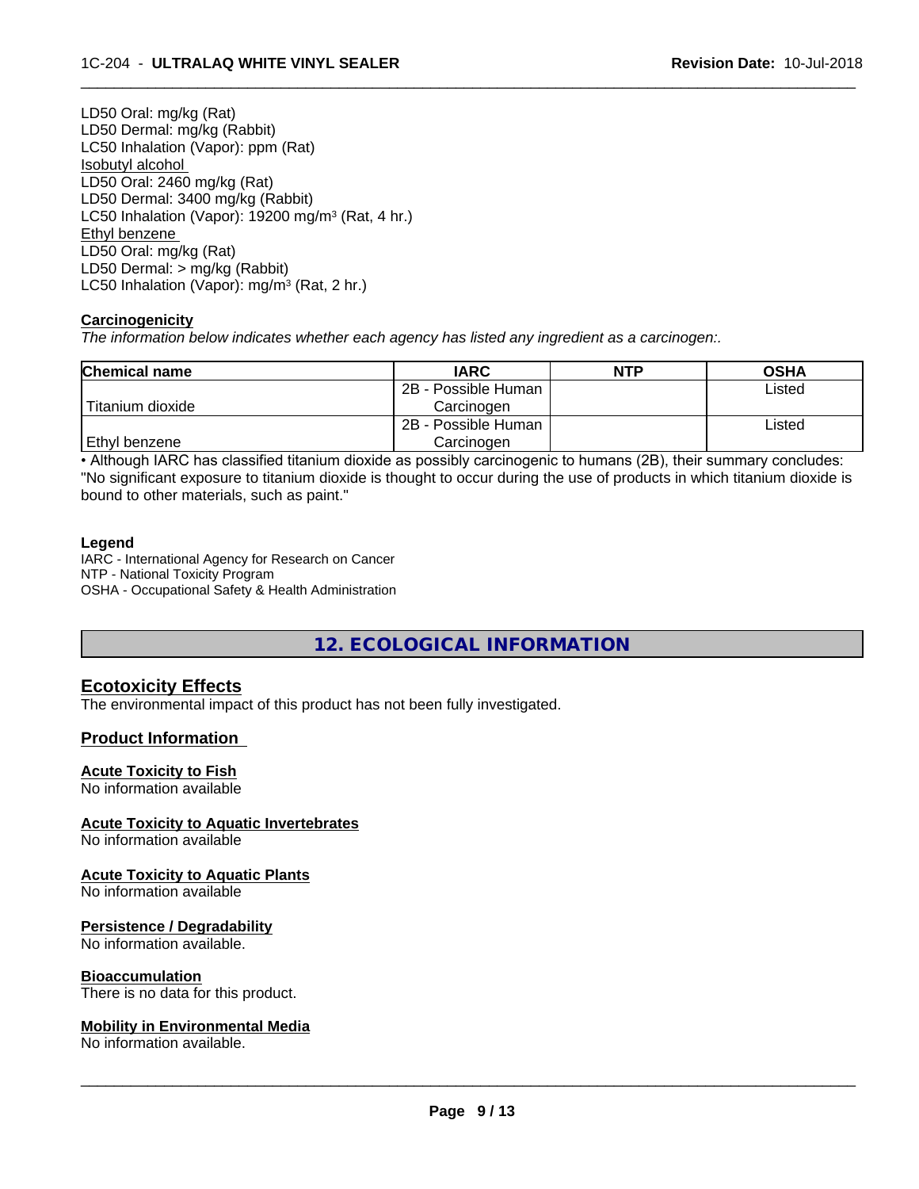LD50 Oral: mg/kg (Rat)
LD50 Dermal: mg/kg (Rabbit)
LC50 Inhalation (Vapor): ppm (Rat)
Isobutyl alcohol
LD50 Oral: 2460 mg/kg (Rat)
LD50 Dermal: 3400 mg/kg (Rabbit)
LC50 Inhalation (Vapor): 19200 mg/m$^3$ (Rat, 4 hr.)
Ethyl benzene
LD50 Oral: mg/kg (Rat)
LD50 Dermal: > mg/kg (Rabbit)
LC50 Inhalation (Vapor): mg/m$^3$ (Rat, 2 hr.)

**Carcinogenicity**

*The information below indicates whether each agency has listed any ingredient as a carcinogen:.*

| Chemical name | IARC | NTP | OSHA |
|---|---|---|---|
| Titanium dioxide | 2B - Possible Human Carcinogen | | Listed |
| Ethyl benzene | 2B - Possible Human Carcinogen | | Listed |

• Although IARC has classified titanium dioxide as possibly carcinogenic to humans (2B), their summary concludes: "No significant exposure to titanium dioxide is thought to occur during the use of products in which titanium dioxide is bound to other materials, such as paint."

**Legend**

IARC - International Agency for Research on Cancer
NTP - National Toxicity Program
OSHA - Occupational Safety & Health Administration

## 12. ECOLOGICAL INFORMATION

### Ecotoxicity Effects

The environmental impact of this product has not been fully investigated.

**Product Information**

**Acute Toxicity to Fish**
No information available

**Acute Toxicity to Aquatic Invertebrates**
No information available

**Acute Toxicity to Aquatic Plants**
No information available

**Persistence / Degradability**
No information available.

**Bioaccumulation**
There is no data for this product.

**Mobility in Environmental Media**
No information available.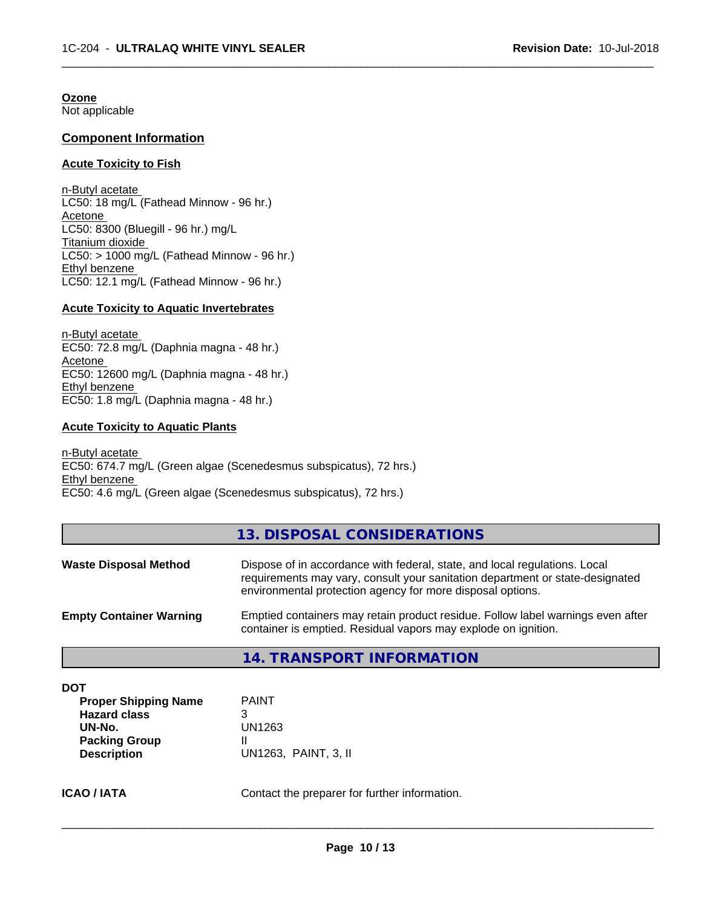**Ozone**
Not applicable

## Component Information

### Acute Toxicity to Fish

n-Butyl acetate
LC50: 18 mg/L (Fathead Minnow - 96 hr.)
Acetone
LC50: 8300 (Bluegill - 96 hr.) mg/L
Titanium dioxide
LC50: > 1000 mg/L (Fathead Minnow - 96 hr.)
Ethyl benzene
LC50: 12.1 mg/L (Fathead Minnow - 96 hr.)

### Acute Toxicity to Aquatic Invertebrates

n-Butyl acetate
EC50: 72.8 mg/L (Daphnia magna - 48 hr.)
Acetone
EC50: 12600 mg/L (Daphnia magna - 48 hr.)
Ethyl benzene
EC50: 1.8 mg/L (Daphnia magna - 48 hr.)

### Acute Toxicity to Aquatic Plants

n-Butyl acetate
EC50: 674.7 mg/L (Green algae (Scenedesmus subspicatus), 72 hrs.)
Ethyl benzene
EC50: 4.6 mg/L (Green algae (Scenedesmus subspicatus), 72 hrs.)

## 13. DISPOSAL CONSIDERATIONS

**Waste Disposal Method** — Dispose of in accordance with federal, state, and local regulations. Local requirements may vary, consult your sanitation department or state-designated environmental protection agency for more disposal options.

**Empty Container Warning** — Emptied containers may retain product residue. Follow label warnings even after container is emptied. Residual vapors may explode on ignition.

## 14. TRANSPORT INFORMATION

**DOT**

| | |
|---|---|
| **Proper Shipping Name** | PAINT |
| **Hazard class** | 3 |
| **UN-No.** | UN1263 |
| **Packing Group** | II |
| **Description** | UN1263, PAINT, 3, II |

**ICAO / IATA** — Contact the preparer for further information.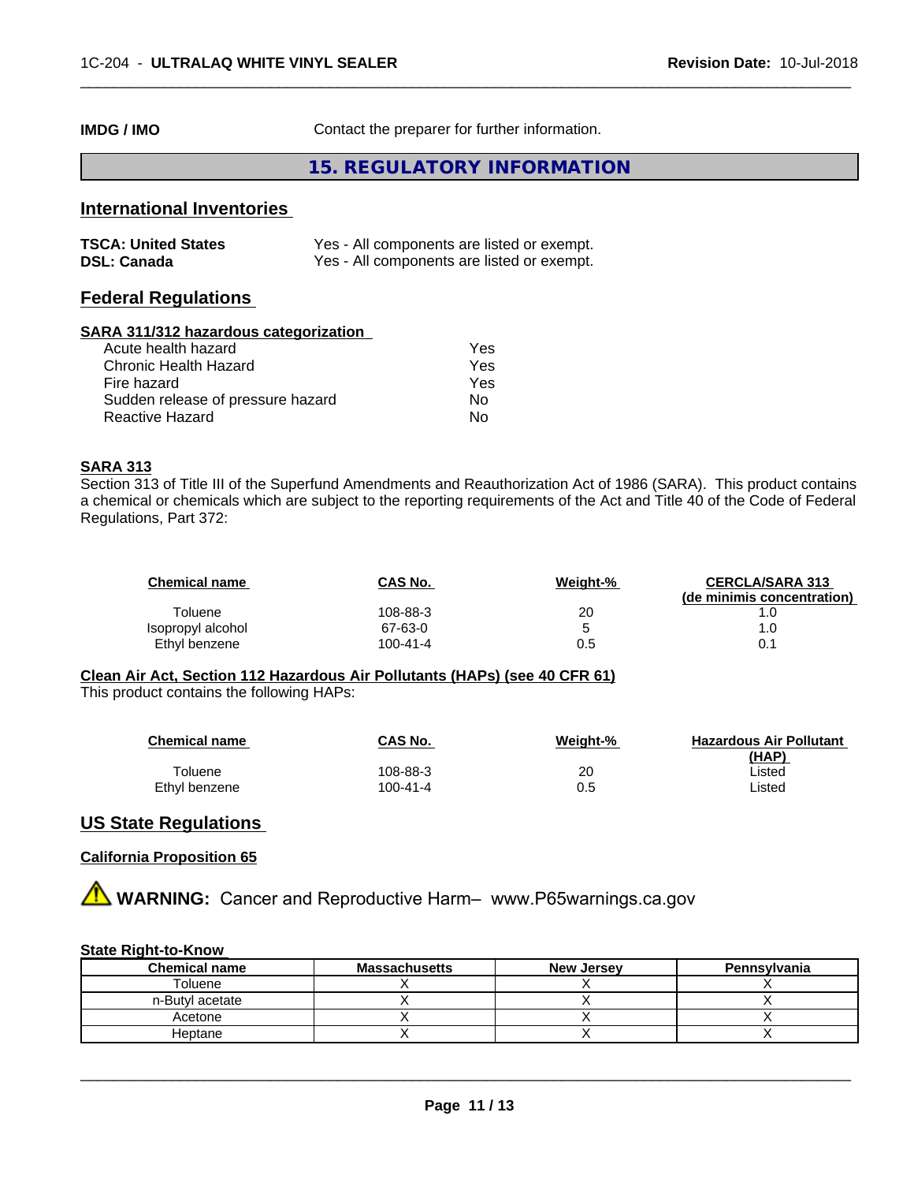**IMDG / IMO** Contact the preparer for further information.

# 15. REGULATORY INFORMATION

## International Inventories

**TSCA: United States** Yes - All components are listed or exempt.
**DSL: Canada** Yes - All components are listed or exempt.

## Federal Regulations

### SARA 311/312 hazardous categorization

| | |
|---|---|
| Acute health hazard | Yes |
| Chronic Health Hazard | Yes |
| Fire hazard | Yes |
| Sudden release of pressure hazard | No |
| Reactive Hazard | No |

### SARA 313

Section 313 of Title III of the Superfund Amendments and Reauthorization Act of 1986 (SARA). This product contains a chemical or chemicals which are subject to the reporting requirements of the Act and Title 40 of the Code of Federal Regulations, Part 372:

| Chemical name | CAS No. | Weight-% | CERCLA/SARA 313 (de minimis concentration) |
|---|---|---|---|
| Toluene | 108-88-3 | 20 | 1.0 |
| Isopropyl alcohol | 67-63-0 | 5 | 1.0 |
| Ethyl benzene | 100-41-4 | 0.5 | 0.1 |

### Clean Air Act, Section 112 Hazardous Air Pollutants (HAPs) (see 40 CFR 61)

This product contains the following HAPs:

| Chemical name | CAS No. | Weight-% | Hazardous Air Pollutant (HAP) |
|---|---|---|---|
| Toluene | 108-88-3 | 20 | Listed |
| Ethyl benzene | 100-41-4 | 0.5 | Listed |

## US State Regulations

### California Proposition 65

⚠ **WARNING:** Cancer and Reproductive Harm– www.P65warnings.ca.gov

### State Right-to-Know

| Chemical name | Massachusetts | New Jersey | Pennsylvania |
|---|---|---|---|
| Toluene | X | X | X |
| n-Butyl acetate | X | X | X |
| Acetone | X | X | X |
| Heptane | X | X | X |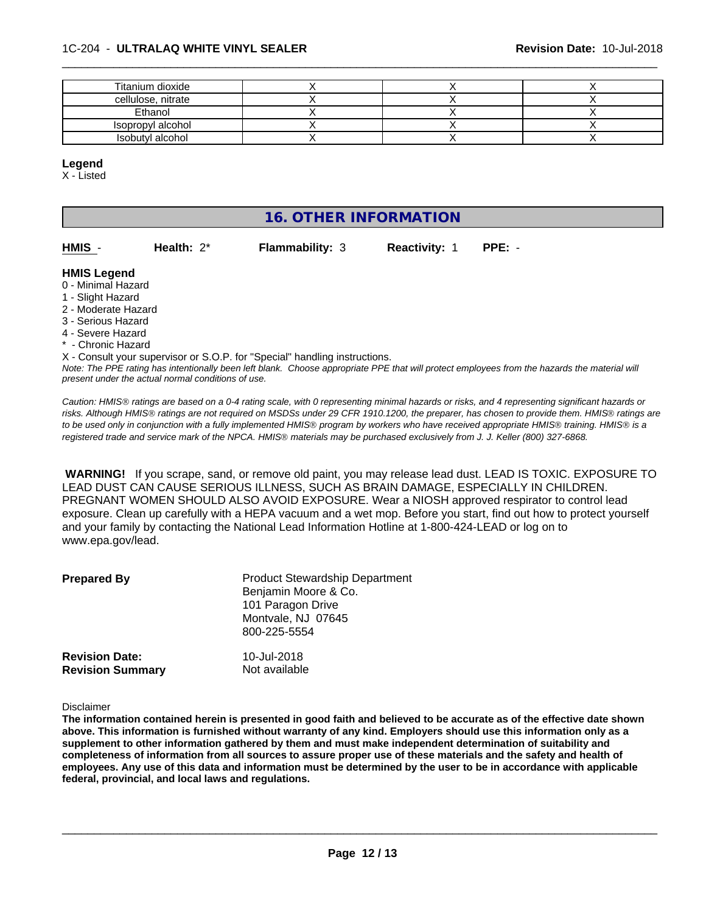| Titanium dioxide | X | X | X |
|---|---|---|---|
| cellulose, nitrate | X | X | X |
| Ethanol | X | X | X |
| Isopropyl alcohol | X | X | X |
| Isobutyl alcohol | X | X | X |

**Legend**
X - Listed

## 16. OTHER INFORMATION

**HMIS** - **Health:** 2* **Flammability:** 3 **Reactivity:** 1 **PPE:** -

**HMIS Legend**
0 - Minimal Hazard
1 - Slight Hazard
2 - Moderate Hazard
3 - Serious Hazard
4 - Severe Hazard
* - Chronic Hazard
X - Consult your supervisor or S.O.P. for "Special" handling instructions.
*Note: The PPE rating has intentionally been left blank. Choose appropriate PPE that will protect employees from the hazards the material will present under the actual normal conditions of use.*

*Caution: HMIS® ratings are based on a 0-4 rating scale, with 0 representing minimal hazards or risks, and 4 representing significant hazards or risks. Although HMIS® ratings are not required on MSDSs under 29 CFR 1910.1200, the preparer, has chosen to provide them. HMIS® ratings are to be used only in conjunction with a fully implemented HMIS® program by workers who have received appropriate HMIS® training. HMIS® is a registered trade and service mark of the NPCA. HMIS® materials may be purchased exclusively from J. J. Keller (800) 327-6868.*

**WARNING!** If you scrape, sand, or remove old paint, you may release lead dust. LEAD IS TOXIC. EXPOSURE TO LEAD DUST CAN CAUSE SERIOUS ILLNESS, SUCH AS BRAIN DAMAGE, ESPECIALLY IN CHILDREN. PREGNANT WOMEN SHOULD ALSO AVOID EXPOSURE. Wear a NIOSH approved respirator to control lead exposure. Clean up carefully with a HEPA vacuum and a wet mop. Before you start, find out how to protect yourself and your family by contacting the National Lead Information Hotline at 1-800-424-LEAD or log on to www.epa.gov/lead.

**Prepared By**
Product Stewardship Department
Benjamin Moore & Co.
101 Paragon Drive
Montvale, NJ 07645
800-225-5554

**Revision Date:** 10-Jul-2018
**Revision Summary** Not available

Disclaimer
**The information contained herein is presented in good faith and believed to be accurate as of the effective date shown above. This information is furnished without warranty of any kind. Employers should use this information only as a supplement to other information gathered by them and must make independent determination of suitability and completeness of information from all sources to assure proper use of these materials and the safety and health of employees. Any use of this data and information must be determined by the user to be in accordance with applicable federal, provincial, and local laws and regulations.**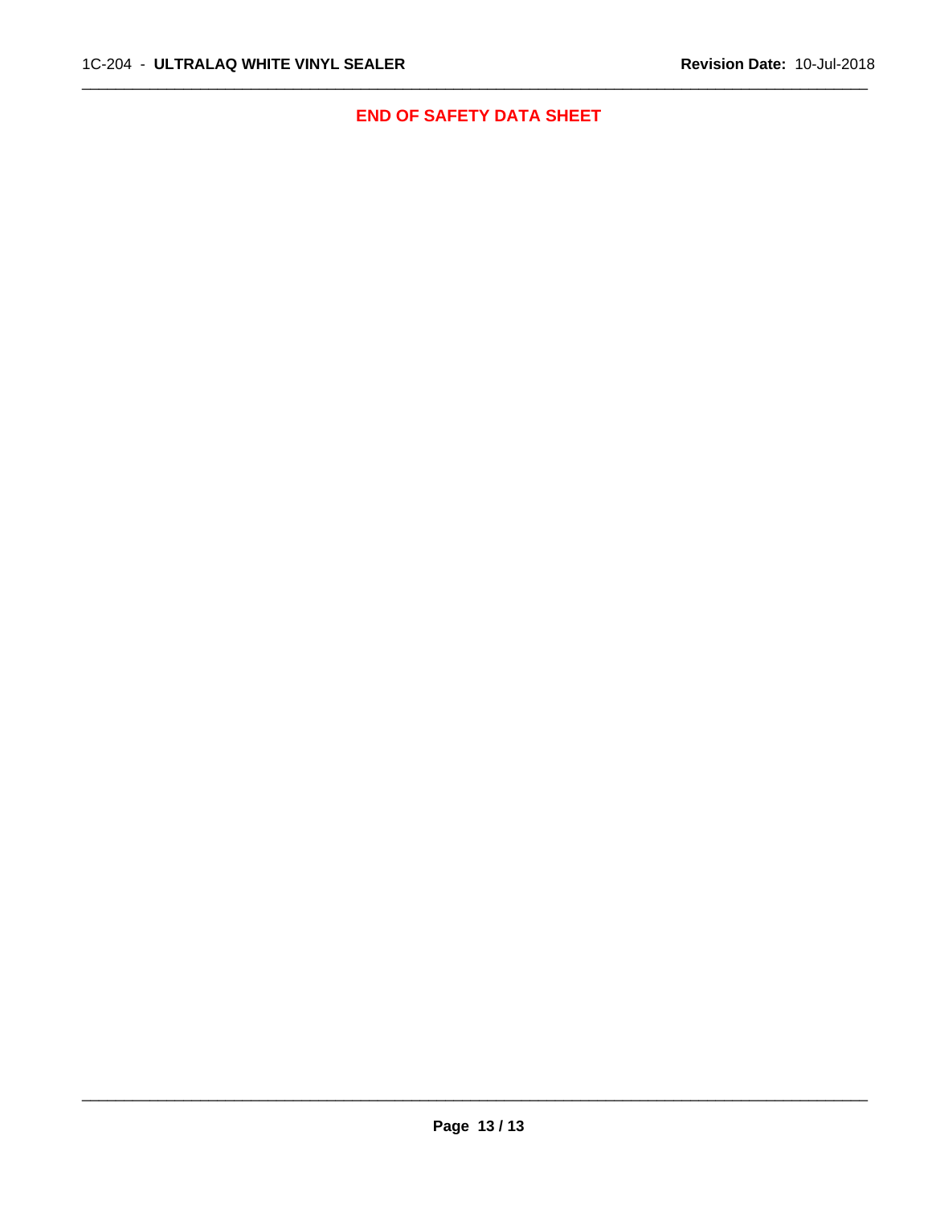**END OF SAFETY DATA SHEET**